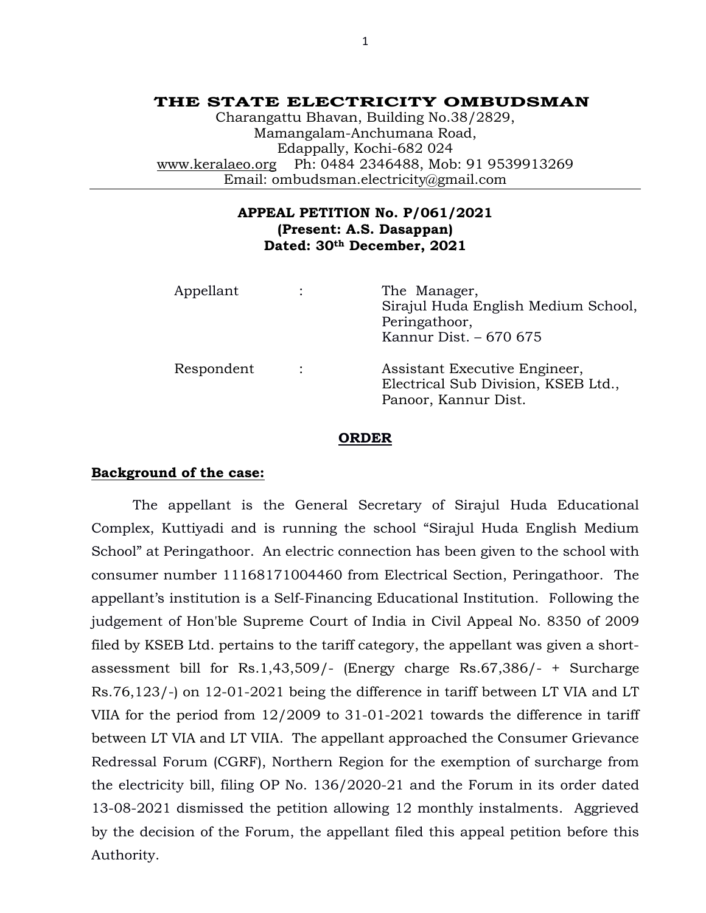# THE STATE ELECTRICITY OMBUDSMAN

Charangattu Bhavan, Building No.38/2829,
Mamangalam-Anchumana Road,
Edappally, Kochi-682 024
www.keralaeo.org Ph: 0484 2346488, Mob: 91 9539913269
Email: ombudsman.electricity@gmail.com

**APPEAL PETITION No. P/061/2021**
**(Present: A.S. Dasappan)**
**Dated: 30th December, 2021**

| | | |
|---|---|---|
| Appellant | : | The Manager, Sirajul Huda English Medium School, Peringathoor, Kannur Dist. – 670 675 |
| Respondent | : | Assistant Executive Engineer, Electrical Sub Division, KSEB Ltd., Panoor, Kannur Dist. |

## ORDER

**Background of the case:**

The appellant is the General Secretary of Sirajul Huda Educational Complex, Kuttiyadi and is running the school "Sirajul Huda English Medium School" at Peringathoor. An electric connection has been given to the school with consumer number 11168171004460 from Electrical Section, Peringathoor. The appellant's institution is a Self-Financing Educational Institution. Following the judgement of Hon'ble Supreme Court of India in Civil Appeal No. 8350 of 2009 filed by KSEB Ltd. pertains to the tariff category, the appellant was given a short-assessment bill for Rs.1,43,509/- (Energy charge Rs.67,386/- + Surcharge Rs.76,123/-) on 12-01-2021 being the difference in tariff between LT VIA and LT VIIA for the period from 12/2009 to 31-01-2021 towards the difference in tariff between LT VIA and LT VIIA. The appellant approached the Consumer Grievance Redressal Forum (CGRF), Northern Region for the exemption of surcharge from the electricity bill, filing OP No. 136/2020-21 and the Forum in its order dated 13-08-2021 dismissed the petition allowing 12 monthly instalments. Aggrieved by the decision of the Forum, the appellant filed this appeal petition before this Authority.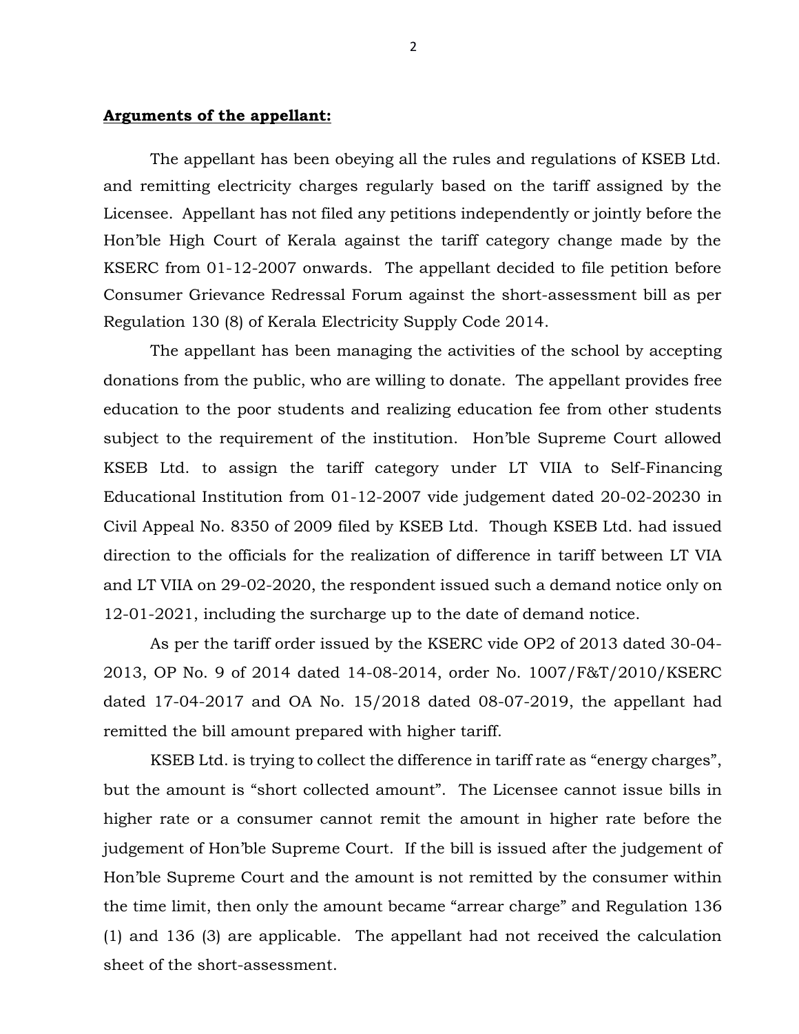**Arguments of the appellant:**

The appellant has been obeying all the rules and regulations of KSEB Ltd. and remitting electricity charges regularly based on the tariff assigned by the Licensee. Appellant has not filed any petitions independently or jointly before the Hon'ble High Court of Kerala against the tariff category change made by the KSERC from 01-12-2007 onwards. The appellant decided to file petition before Consumer Grievance Redressal Forum against the short-assessment bill as per Regulation 130 (8) of Kerala Electricity Supply Code 2014.

The appellant has been managing the activities of the school by accepting donations from the public, who are willing to donate. The appellant provides free education to the poor students and realizing education fee from other students subject to the requirement of the institution. Hon'ble Supreme Court allowed KSEB Ltd. to assign the tariff category under LT VIIA to Self-Financing Educational Institution from 01-12-2007 vide judgement dated 20-02-20230 in Civil Appeal No. 8350 of 2009 filed by KSEB Ltd. Though KSEB Ltd. had issued direction to the officials for the realization of difference in tariff between LT VIA and LT VIIA on 29-02-2020, the respondent issued such a demand notice only on 12-01-2021, including the surcharge up to the date of demand notice.

As per the tariff order issued by the KSERC vide OP2 of 2013 dated 30-04-2013, OP No. 9 of 2014 dated 14-08-2014, order No. 1007/F&T/2010/KSERC dated 17-04-2017 and OA No. 15/2018 dated 08-07-2019, the appellant had remitted the bill amount prepared with higher tariff.

KSEB Ltd. is trying to collect the difference in tariff rate as "energy charges", but the amount is "short collected amount". The Licensee cannot issue bills in higher rate or a consumer cannot remit the amount in higher rate before the judgement of Hon'ble Supreme Court. If the bill is issued after the judgement of Hon'ble Supreme Court and the amount is not remitted by the consumer within the time limit, then only the amount became "arrear charge" and Regulation 136 (1) and 136 (3) are applicable. The appellant had not received the calculation sheet of the short-assessment.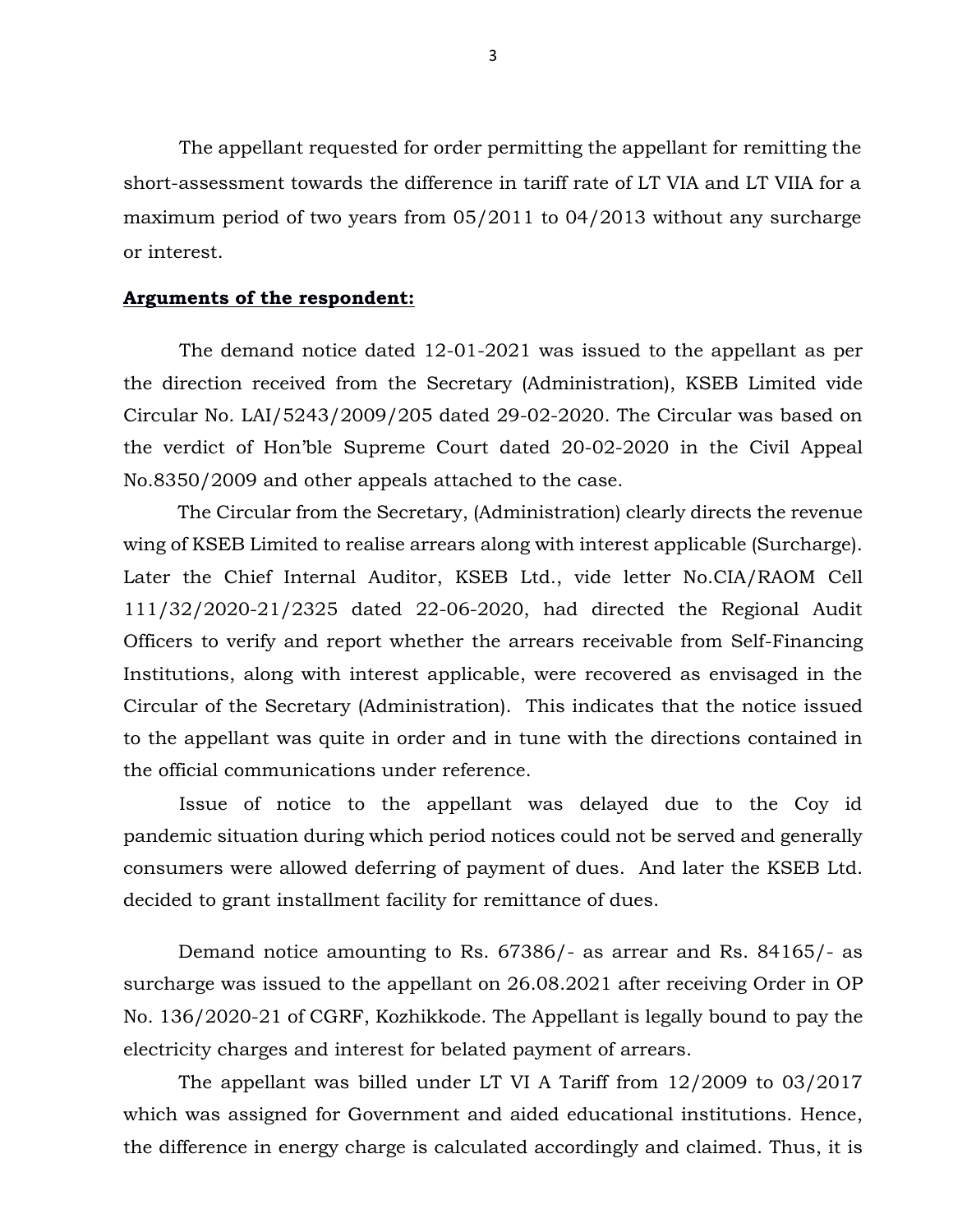The appellant requested for order permitting the appellant for remitting the short-assessment towards the difference in tariff rate of LT VIA and LT VIIA for a maximum period of two years from 05/2011 to 04/2013 without any surcharge or interest.

**Arguments of the respondent:**

The demand notice dated 12-01-2021 was issued to the appellant as per the direction received from the Secretary (Administration), KSEB Limited vide Circular No. LAI/5243/2009/205 dated 29-02-2020. The Circular was based on the verdict of Hon'ble Supreme Court dated 20-02-2020 in the Civil Appeal No.8350/2009 and other appeals attached to the case.

The Circular from the Secretary, (Administration) clearly directs the revenue wing of KSEB Limited to realise arrears along with interest applicable (Surcharge). Later the Chief Internal Auditor, KSEB Ltd., vide letter No.CIA/RAOM Cell 111/32/2020-21/2325 dated 22-06-2020, had directed the Regional Audit Officers to verify and report whether the arrears receivable from Self-Financing Institutions, along with interest applicable, were recovered as envisaged in the Circular of the Secretary (Administration). This indicates that the notice issued to the appellant was quite in order and in tune with the directions contained in the official communications under reference.

Issue of notice to the appellant was delayed due to the Coy id pandemic situation during which period notices could not be served and generally consumers were allowed deferring of payment of dues. And later the KSEB Ltd. decided to grant installment facility for remittance of dues.

Demand notice amounting to Rs. 67386/- as arrear and Rs. 84165/- as surcharge was issued to the appellant on 26.08.2021 after receiving Order in OP No. 136/2020-21 of CGRF, Kozhikkode. The Appellant is legally bound to pay the electricity charges and interest for belated payment of arrears.

The appellant was billed under LT VI A Tariff from 12/2009 to 03/2017 which was assigned for Government and aided educational institutions. Hence, the difference in energy charge is calculated accordingly and claimed. Thus, it is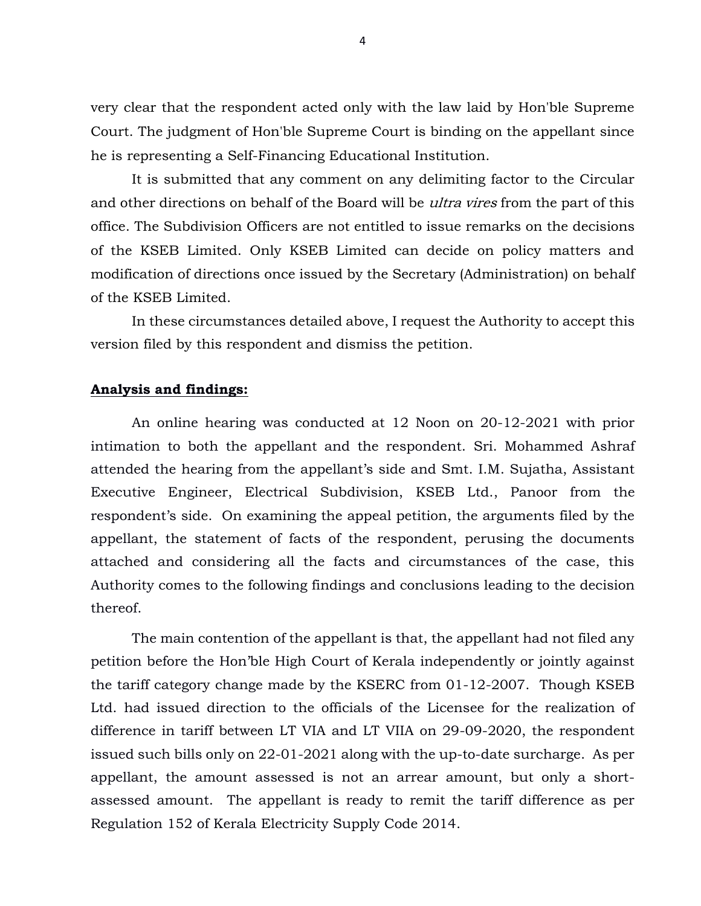very clear that the respondent acted only with the law laid by Hon'ble Supreme Court. The judgment of Hon'ble Supreme Court is binding on the appellant since he is representing a Self-Financing Educational Institution.

It is submitted that any comment on any delimiting factor to the Circular and other directions on behalf of the Board will be *ultra vires* from the part of this office. The Subdivision Officers are not entitled to issue remarks on the decisions of the KSEB Limited. Only KSEB Limited can decide on policy matters and modification of directions once issued by the Secretary (Administration) on behalf of the KSEB Limited.

In these circumstances detailed above, I request the Authority to accept this version filed by this respondent and dismiss the petition.

**Analysis and findings:**

An online hearing was conducted at 12 Noon on 20-12-2021 with prior intimation to both the appellant and the respondent. Sri. Mohammed Ashraf attended the hearing from the appellant's side and Smt. I.M. Sujatha, Assistant Executive Engineer, Electrical Subdivision, KSEB Ltd., Panoor from the respondent's side. On examining the appeal petition, the arguments filed by the appellant, the statement of facts of the respondent, perusing the documents attached and considering all the facts and circumstances of the case, this Authority comes to the following findings and conclusions leading to the decision thereof.

The main contention of the appellant is that, the appellant had not filed any petition before the Hon'ble High Court of Kerala independently or jointly against the tariff category change made by the KSERC from 01-12-2007. Though KSEB Ltd. had issued direction to the officials of the Licensee for the realization of difference in tariff between LT VIA and LT VIIA on 29-09-2020, the respondent issued such bills only on 22-01-2021 along with the up-to-date surcharge. As per appellant, the amount assessed is not an arrear amount, but only a short-assessed amount. The appellant is ready to remit the tariff difference as per Regulation 152 of Kerala Electricity Supply Code 2014.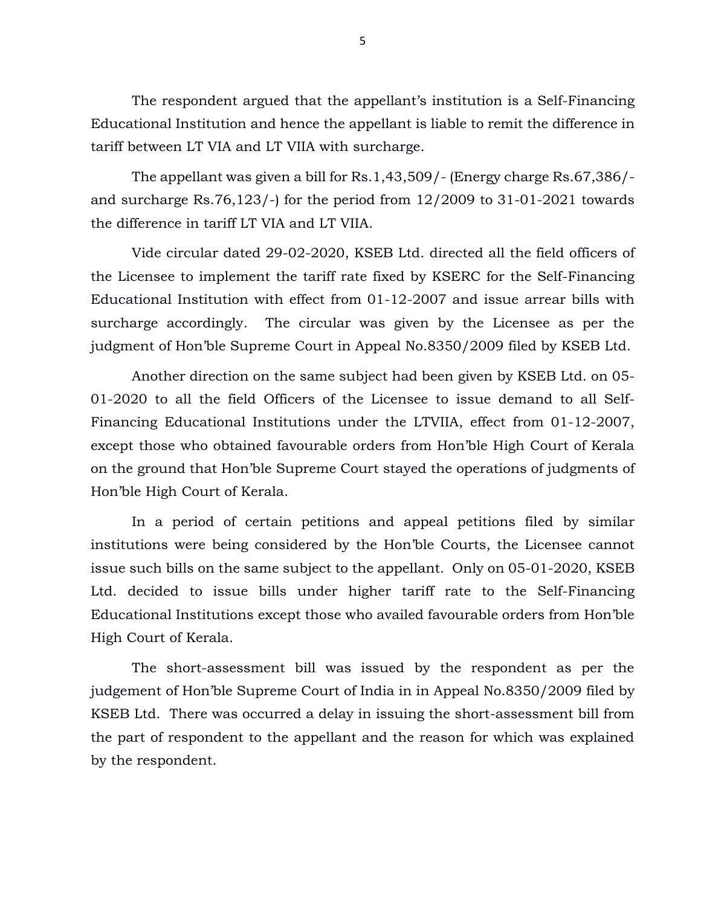The respondent argued that the appellant's institution is a Self-Financing Educational Institution and hence the appellant is liable to remit the difference in tariff between LT VIA and LT VIIA with surcharge.

The appellant was given a bill for Rs.1,43,509/- (Energy charge Rs.67,386/- and surcharge Rs.76,123/-) for the period from 12/2009 to 31-01-2021 towards the difference in tariff LT VIA and LT VIIA.

Vide circular dated 29-02-2020, KSEB Ltd. directed all the field officers of the Licensee to implement the tariff rate fixed by KSERC for the Self-Financing Educational Institution with effect from 01-12-2007 and issue arrear bills with surcharge accordingly. The circular was given by the Licensee as per the judgment of Hon'ble Supreme Court in Appeal No.8350/2009 filed by KSEB Ltd.

Another direction on the same subject had been given by KSEB Ltd. on 05-01-2020 to all the field Officers of the Licensee to issue demand to all Self-Financing Educational Institutions under the LTVIIA, effect from 01-12-2007, except those who obtained favourable orders from Hon'ble High Court of Kerala on the ground that Hon'ble Supreme Court stayed the operations of judgments of Hon'ble High Court of Kerala.

In a period of certain petitions and appeal petitions filed by similar institutions were being considered by the Hon'ble Courts, the Licensee cannot issue such bills on the same subject to the appellant. Only on 05-01-2020, KSEB Ltd. decided to issue bills under higher tariff rate to the Self-Financing Educational Institutions except those who availed favourable orders from Hon'ble High Court of Kerala.

The short-assessment bill was issued by the respondent as per the judgement of Hon'ble Supreme Court of India in in Appeal No.8350/2009 filed by KSEB Ltd. There was occurred a delay in issuing the short-assessment bill from the part of respondent to the appellant and the reason for which was explained by the respondent.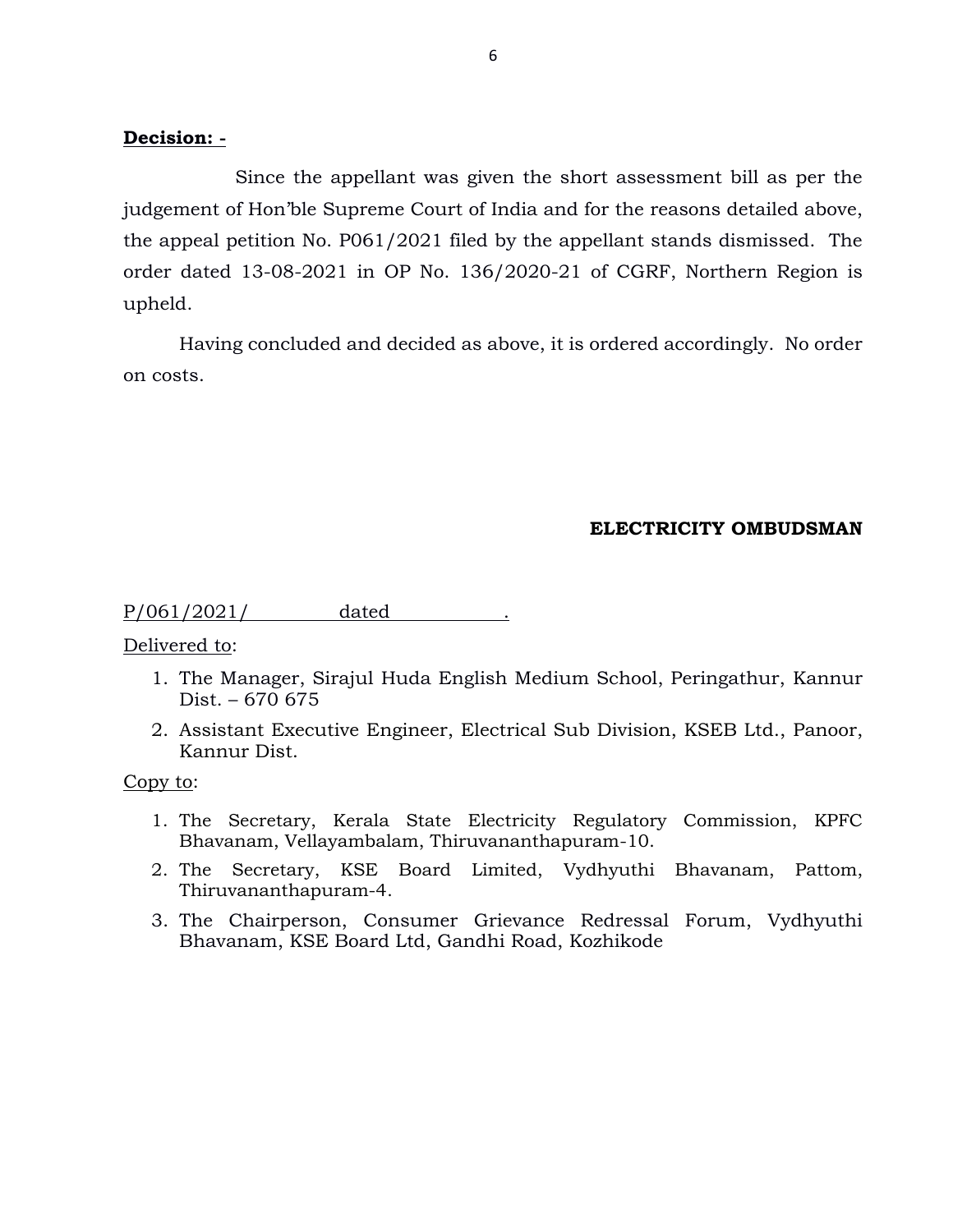**Decision: -**

Since the appellant was given the short assessment bill as per the judgement of Hon'ble Supreme Court of India and for the reasons detailed above, the appeal petition No. P061/2021 filed by the appellant stands dismissed. The order dated 13-08-2021 in OP No. 136/2020-21 of CGRF, Northern Region is upheld.

Having concluded and decided as above, it is ordered accordingly. No order on costs.

**ELECTRICITY OMBUDSMAN**

P/061/2021/ dated .

Delivered to:

1. The Manager, Sirajul Huda English Medium School, Peringathur, Kannur Dist. – 670 675
2. Assistant Executive Engineer, Electrical Sub Division, KSEB Ltd., Panoor, Kannur Dist.

Copy to:

1. The Secretary, Kerala State Electricity Regulatory Commission, KPFC Bhavanam, Vellayambalam, Thiruvananthapuram-10.
2. The Secretary, KSE Board Limited, Vydhyuthi Bhavanam, Pattom, Thiruvananthapuram-4.
3. The Chairperson, Consumer Grievance Redressal Forum, Vydhyuthi Bhavanam, KSE Board Ltd, Gandhi Road, Kozhikode